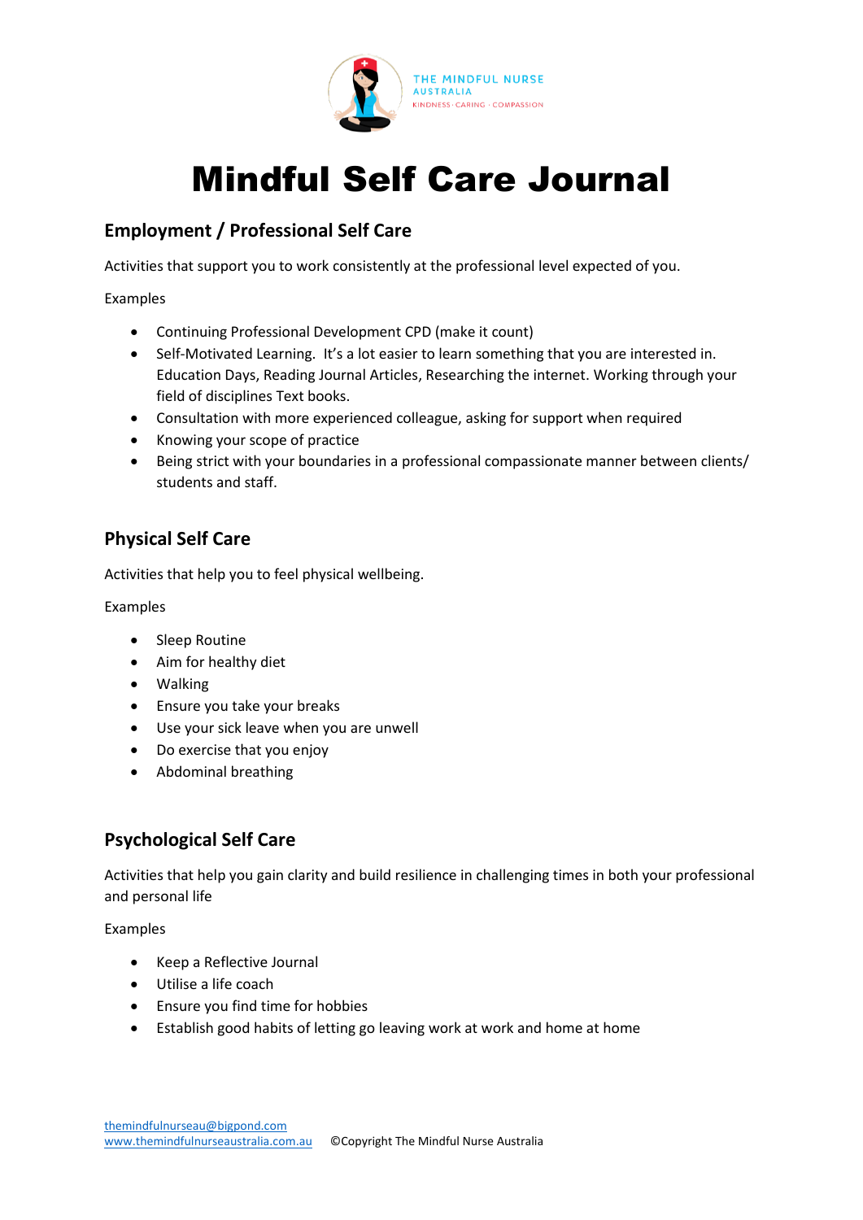THE MINDFUL NURSE AUSTRALIA

KINDNESS · CARING · COMPASSION

# Mindful Self Care Journal

## Employment / Professional Self Care

Activities that support you to work consistently at the professional level expected of you.

Examples

- Continuing Professional Development CPD (make it count)
- Self-Motivated Learning. It's a lot easier to learn something that you are interested in. Education Days, Reading Journal Articles, Researching the internet. Working through your field of disciplines Text books.
- Consultation with more experienced colleague, asking for support when required
- Knowing your scope of practice
- Being strict with your boundaries in a professional compassionate manner between clients/ students and staff.

## Physical Self Care

Activities that help you to feel physical wellbeing.

Examples

- Sleep Routine
- Aim for healthy diet
- Walking
- Ensure you take your breaks
- Use your sick leave when you are unwell
- Do exercise that you enjoy
- Abdominal breathing

## Psychological Self Care

Activities that help you gain clarity and build resilience in challenging times in both your professional and personal life

Examples

- Keep a Reflective Journal
- Utilise a life coach
- Ensure you find time for hobbies
- Establish good habits of letting go leaving work at work and home at home

themindfulnurseau@bigpond.com
www.themindfulnurseaustralia.com.au ©Copyright The Mindful Nurse Australia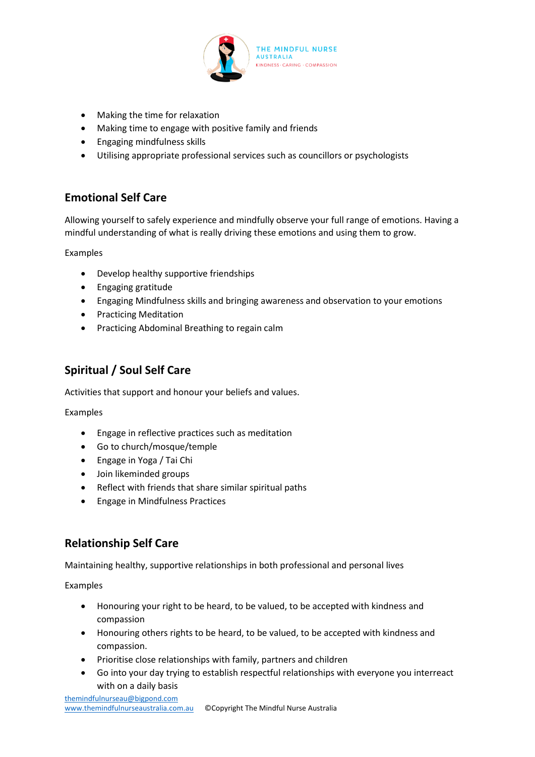- Making the time for relaxation
- Making time to engage with positive family and friends
- Engaging mindfulness skills
- Utilising appropriate professional services such as councillors or psychologists

## Emotional Self Care

Allowing yourself to safely experience and mindfully observe your full range of emotions. Having a mindful understanding of what is really driving these emotions and using them to grow.

Examples

- Develop healthy supportive friendships
- Engaging gratitude
- Engaging Mindfulness skills and bringing awareness and observation to your emotions
- Practicing Meditation
- Practicing Abdominal Breathing to regain calm

## Spiritual / Soul Self Care

Activities that support and honour your beliefs and values.

Examples

- Engage in reflective practices such as meditation
- Go to church/mosque/temple
- Engage in Yoga / Tai Chi
- Join likeminded groups
- Reflect with friends that share similar spiritual paths
- Engage in Mindfulness Practices

## Relationship Self Care

Maintaining healthy, supportive relationships in both professional and personal lives

Examples

- Honouring your right to be heard, to be valued, to be accepted with kindness and compassion
- Honouring others rights to be heard, to be valued, to be accepted with kindness and compassion.
- Prioritise close relationships with family, partners and children
- Go into your day trying to establish respectful relationships with everyone you interreact with on a daily basis